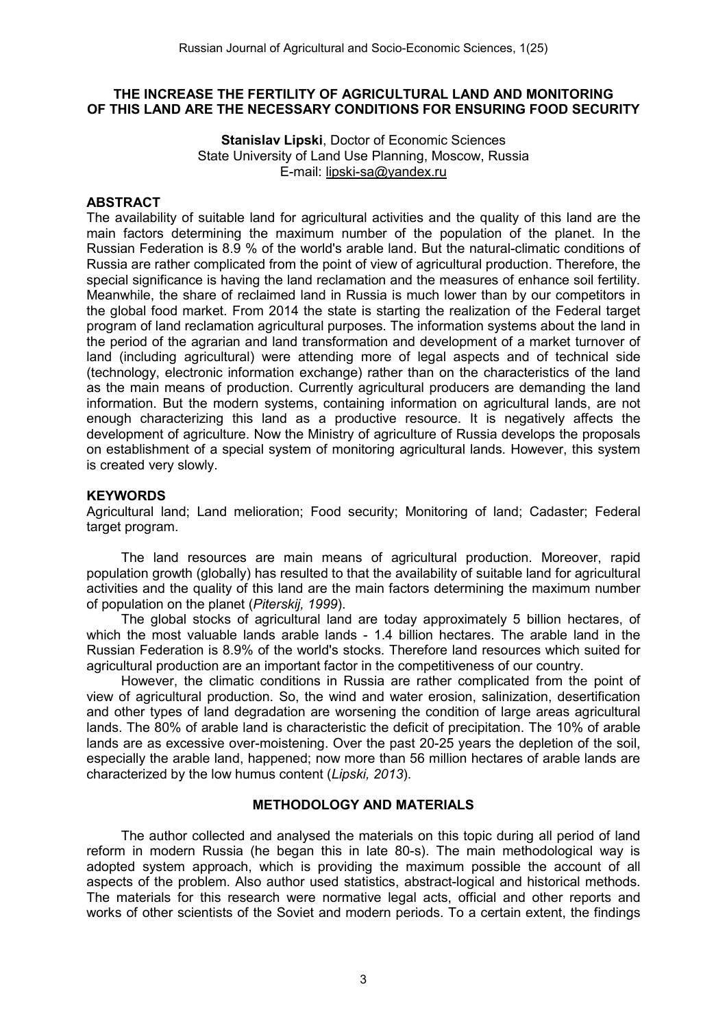# THE INCREASE THE FERTILITY OF AGRICULTURAL LAND AND MONITORING OF THIS LAND ARE THE NECESSARY CONDITIONS FOR ENSURING FOOD SECURITY

**Stanislav Lipski**, Doctor of Economic Sciences
State University of Land Use Planning, Moscow, Russia
E-mail: lipski-sa@yandex.ru

## ABSTRACT

The availability of suitable land for agricultural activities and the quality of this land are the main factors determining the maximum number of the population of the planet. In the Russian Federation is 8.9 % of the world's arable land. But the natural-climatic conditions of Russia are rather complicated from the point of view of agricultural production. Therefore, the special significance is having the land reclamation and the measures of enhance soil fertility. Meanwhile, the share of reclaimed land in Russia is much lower than by our competitors in the global food market. From 2014 the state is starting the realization of the Federal target program of land reclamation agricultural purposes. The information systems about the land in the period of the agrarian and land transformation and development of a market turnover of land (including agricultural) were attending more of legal aspects and of technical side (technology, electronic information exchange) rather than on the characteristics of the land as the main means of production. Currently agricultural producers are demanding the land information. But the modern systems, containing information on agricultural lands, are not enough characterizing this land as a productive resource. It is negatively affects the development of agriculture. Now the Ministry of agriculture of Russia develops the proposals on establishment of a special system of monitoring agricultural lands. However, this system is created very slowly.

## KEYWORDS

Agricultural land; Land melioration; Food security; Monitoring of land; Cadaster; Federal target program.

The land resources are main means of agricultural production. Moreover, rapid population growth (globally) has resulted to that the availability of suitable land for agricultural activities and the quality of this land are the main factors determining the maximum number of population on the planet (*Piterskij, 1999*).

The global stocks of agricultural land are today approximately 5 billion hectares, of which the most valuable lands arable lands - 1.4 billion hectares. The arable land in the Russian Federation is 8.9% of the world's stocks. Therefore land resources which suited for agricultural production are an important factor in the competitiveness of our country.

However, the climatic conditions in Russia are rather complicated from the point of view of agricultural production. So, the wind and water erosion, salinization, desertification and other types of land degradation are worsening the condition of large areas agricultural lands. The 80% of arable land is characteristic the deficit of precipitation. The 10% of arable lands are as excessive over-moistening. Over the past 20-25 years the depletion of the soil, especially the arable land, happened; now more than 56 million hectares of arable lands are characterized by the low humus content (*Lipski, 2013*).

## METHODOLOGY AND MATERIALS

The author collected and analysed the materials on this topic during all period of land reform in modern Russia (he began this in late 80-s). The main methodological way is adopted system approach, which is providing the maximum possible the account of all aspects of the problem. Also author used statistics, abstract-logical and historical methods. The materials for this research were normative legal acts, official and other reports and works of other scientists of the Soviet and modern periods. To a certain extent, the findings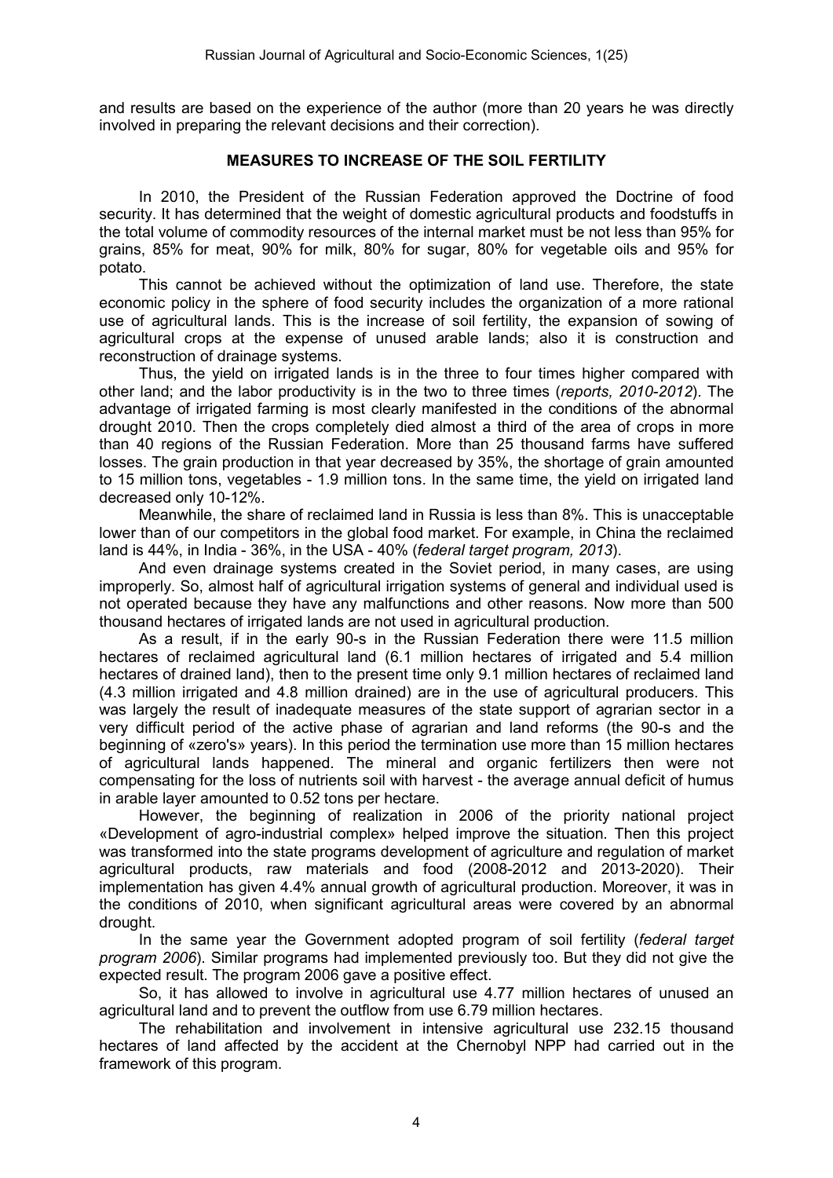and results are based on the experience of the author (more than 20 years he was directly involved in preparing the relevant decisions and their correction).

## MEASURES TO INCREASE OF THE SOIL FERTILITY

In 2010, the President of the Russian Federation approved the Doctrine of food security. It has determined that the weight of domestic agricultural products and foodstuffs in the total volume of commodity resources of the internal market must be not less than 95% for grains, 85% for meat, 90% for milk, 80% for sugar, 80% for vegetable oils and 95% for potato.

This cannot be achieved without the optimization of land use. Therefore, the state economic policy in the sphere of food security includes the organization of a more rational use of agricultural lands. This is the increase of soil fertility, the expansion of sowing of agricultural crops at the expense of unused arable lands; also it is construction and reconstruction of drainage systems.

Thus, the yield on irrigated lands is in the three to four times higher compared with other land; and the labor productivity is in the two to three times (*reports, 2010-2012*). The advantage of irrigated farming is most clearly manifested in the conditions of the abnormal drought 2010. Then the crops completely died almost a third of the area of crops in more than 40 regions of the Russian Federation. More than 25 thousand farms have suffered losses. The grain production in that year decreased by 35%, the shortage of grain amounted to 15 million tons, vegetables - 1.9 million tons. In the same time, the yield on irrigated land decreased only 10-12%.

Meanwhile, the share of reclaimed land in Russia is less than 8%. This is unacceptable lower than of our competitors in the global food market. For example, in China the reclaimed land is 44%, in India - 36%, in the USA - 40% (*federal target program, 2013*).

And even drainage systems created in the Soviet period, in many cases, are using improperly. So, almost half of agricultural irrigation systems of general and individual used is not operated because they have any malfunctions and other reasons. Now more than 500 thousand hectares of irrigated lands are not used in agricultural production.

As a result, if in the early 90-s in the Russian Federation there were 11.5 million hectares of reclaimed agricultural land (6.1 million hectares of irrigated and 5.4 million hectares of drained land), then to the present time only 9.1 million hectares of reclaimed land (4.3 million irrigated and 4.8 million drained) are in the use of agricultural producers. This was largely the result of inadequate measures of the state support of agrarian sector in a very difficult period of the active phase of agrarian and land reforms (the 90-s and the beginning of «zero's» years). In this period the termination use more than 15 million hectares of agricultural lands happened. The mineral and organic fertilizers then were not compensating for the loss of nutrients soil with harvest - the average annual deficit of humus in arable layer amounted to 0.52 tons per hectare.

However, the beginning of realization in 2006 of the priority national project «Development of agro-industrial complex» helped improve the situation. Then this project was transformed into the state programs development of agriculture and regulation of market agricultural products, raw materials and food (2008-2012 and 2013-2020). Their implementation has given 4.4% annual growth of agricultural production. Moreover, it was in the conditions of 2010, when significant agricultural areas were covered by an abnormal drought.

In the same year the Government adopted program of soil fertility (*federal target program 2006*). Similar programs had implemented previously too. But they did not give the expected result. The program 2006 gave a positive effect.

So, it has allowed to involve in agricultural use 4.77 million hectares of unused an agricultural land and to prevent the outflow from use 6.79 million hectares.

The rehabilitation and involvement in intensive agricultural use 232.15 thousand hectares of land affected by the accident at the Chernobyl NPP had carried out in the framework of this program.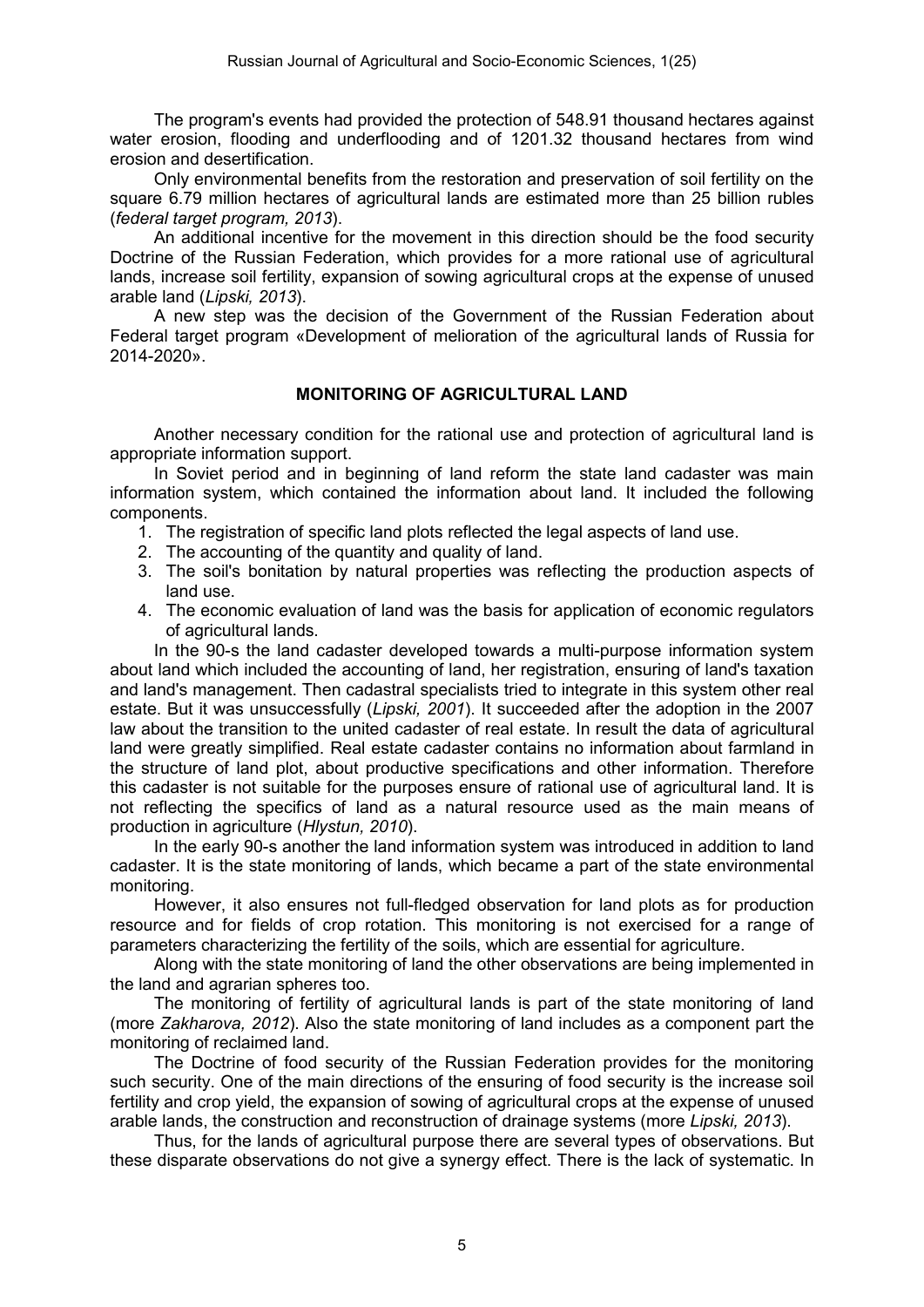The program's events had provided the protection of 548.91 thousand hectares against water erosion, flooding and underflooding and of 1201.32 thousand hectares from wind erosion and desertification.

Only environmental benefits from the restoration and preservation of soil fertility on the square 6.79 million hectares of agricultural lands are estimated more than 25 billion rubles (*federal target program, 2013*).

An additional incentive for the movement in this direction should be the food security Doctrine of the Russian Federation, which provides for a more rational use of agricultural lands, increase soil fertility, expansion of sowing agricultural crops at the expense of unused arable land (*Lipski, 2013*).

A new step was the decision of the Government of the Russian Federation about Federal target program «Development of melioration of the agricultural lands of Russia for 2014-2020».

## MONITORING OF AGRICULTURAL LAND

Another necessary condition for the rational use and protection of agricultural land is appropriate information support.

In Soviet period and in beginning of land reform the state land cadaster was main information system, which contained the information about land. It included the following components.

1. The registration of specific land plots reflected the legal aspects of land use.
2. The accounting of the quantity and quality of land.
3. The soil's bonitation by natural properties was reflecting the production aspects of land use.
4. The economic evaluation of land was the basis for application of economic regulators of agricultural lands.

In the 90-s the land cadaster developed towards a multi-purpose information system about land which included the accounting of land, her registration, ensuring of land's taxation and land's management. Then cadastral specialists tried to integrate in this system other real estate. But it was unsuccessfully (*Lipski, 2001*). It succeeded after the adoption in the 2007 law about the transition to the united cadaster of real estate. In result the data of agricultural land were greatly simplified. Real estate cadaster contains no information about farmland in the structure of land plot, about productive specifications and other information. Therefore this cadaster is not suitable for the purposes ensure of rational use of agricultural land. It is not reflecting the specifics of land as a natural resource used as the main means of production in agriculture (*Hlystun, 2010*).

In the early 90-s another the land information system was introduced in addition to land cadaster. It is the state monitoring of lands, which became a part of the state environmental monitoring.

However, it also ensures not full-fledged observation for land plots as for production resource and for fields of crop rotation. This monitoring is not exercised for a range of parameters characterizing the fertility of the soils, which are essential for agriculture.

Along with the state monitoring of land the other observations are being implemented in the land and agrarian spheres too.

The monitoring of fertility of agricultural lands is part of the state monitoring of land (more *Zakharova, 2012*). Also the state monitoring of land includes as a component part the monitoring of reclaimed land.

The Doctrine of food security of the Russian Federation provides for the monitoring such security. One of the main directions of the ensuring of food security is the increase soil fertility and crop yield, the expansion of sowing of agricultural crops at the expense of unused arable lands, the construction and reconstruction of drainage systems (more *Lipski, 2013*).

Thus, for the lands of agricultural purpose there are several types of observations. But these disparate observations do not give a synergy effect. There is the lack of systematic. In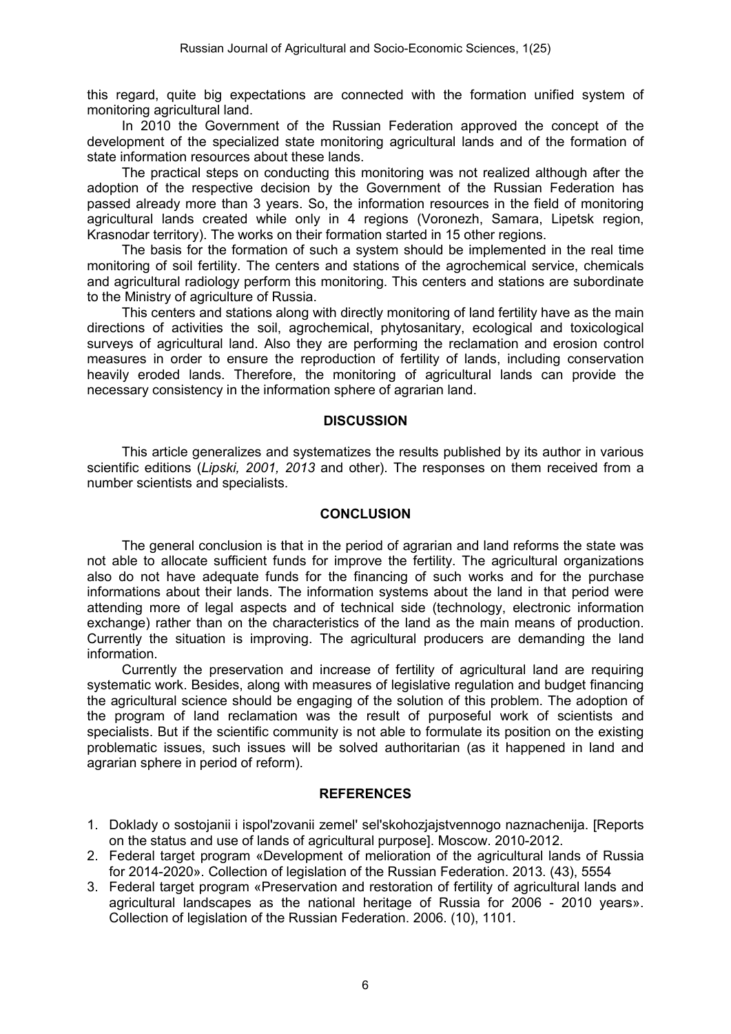this regard, quite big expectations are connected with the formation unified system of monitoring agricultural land.

In 2010 the Government of the Russian Federation approved the concept of the development of the specialized state monitoring agricultural lands and of the formation of state information resources about these lands.

The practical steps on conducting this monitoring was not realized although after the adoption of the respective decision by the Government of the Russian Federation has passed already more than 3 years. So, the information resources in the field of monitoring agricultural lands created while only in 4 regions (Voronezh, Samara, Lipetsk region, Krasnodar territory). The works on their formation started in 15 other regions.

The basis for the formation of such a system should be implemented in the real time monitoring of soil fertility. The centers and stations of the agrochemical service, chemicals and agricultural radiology perform this monitoring. This centers and stations are subordinate to the Ministry of agriculture of Russia.

This centers and stations along with directly monitoring of land fertility have as the main directions of activities the soil, agrochemical, phytosanitary, ecological and toxicological surveys of agricultural land. Also they are performing the reclamation and erosion control measures in order to ensure the reproduction of fertility of lands, including conservation heavily eroded lands. Therefore, the monitoring of agricultural lands can provide the necessary consistency in the information sphere of agrarian land.

## DISCUSSION

This article generalizes and systematizes the results published by its author in various scientific editions (*Lipski, 2001, 2013* and other). The responses on them received from a number scientists and specialists.

## CONCLUSION

The general conclusion is that in the period of agrarian and land reforms the state was not able to allocate sufficient funds for improve the fertility. The agricultural organizations also do not have adequate funds for the financing of such works and for the purchase informations about their lands. The information systems about the land in that period were attending more of legal aspects and of technical side (technology, electronic information exchange) rather than on the characteristics of the land as the main means of production. Currently the situation is improving. The agricultural producers are demanding the land information.

Currently the preservation and increase of fertility of agricultural land are requiring systematic work. Besides, along with measures of legislative regulation and budget financing the agricultural science should be engaging of the solution of this problem. The adoption of the program of land reclamation was the result of purposeful work of scientists and specialists. But if the scientific community is not able to formulate its position on the existing problematic issues, such issues will be solved authoritarian (as it happened in land and agrarian sphere in period of reform).

## REFERENCES

1. Doklady o sostojanii i ispol'zovanii zemel' sel'skohozjajstvennogo naznachenija. [Reports on the status and use of lands of agricultural purpose]. Moscow. 2010-2012.
2. Federal target program «Development of melioration of the agricultural lands of Russia for 2014-2020». Collection of legislation of the Russian Federation. 2013. (43), 5554
3. Federal target program «Preservation and restoration of fertility of agricultural lands and agricultural landscapes as the national heritage of Russia for 2006 - 2010 years». Collection of legislation of the Russian Federation. 2006. (10), 1101.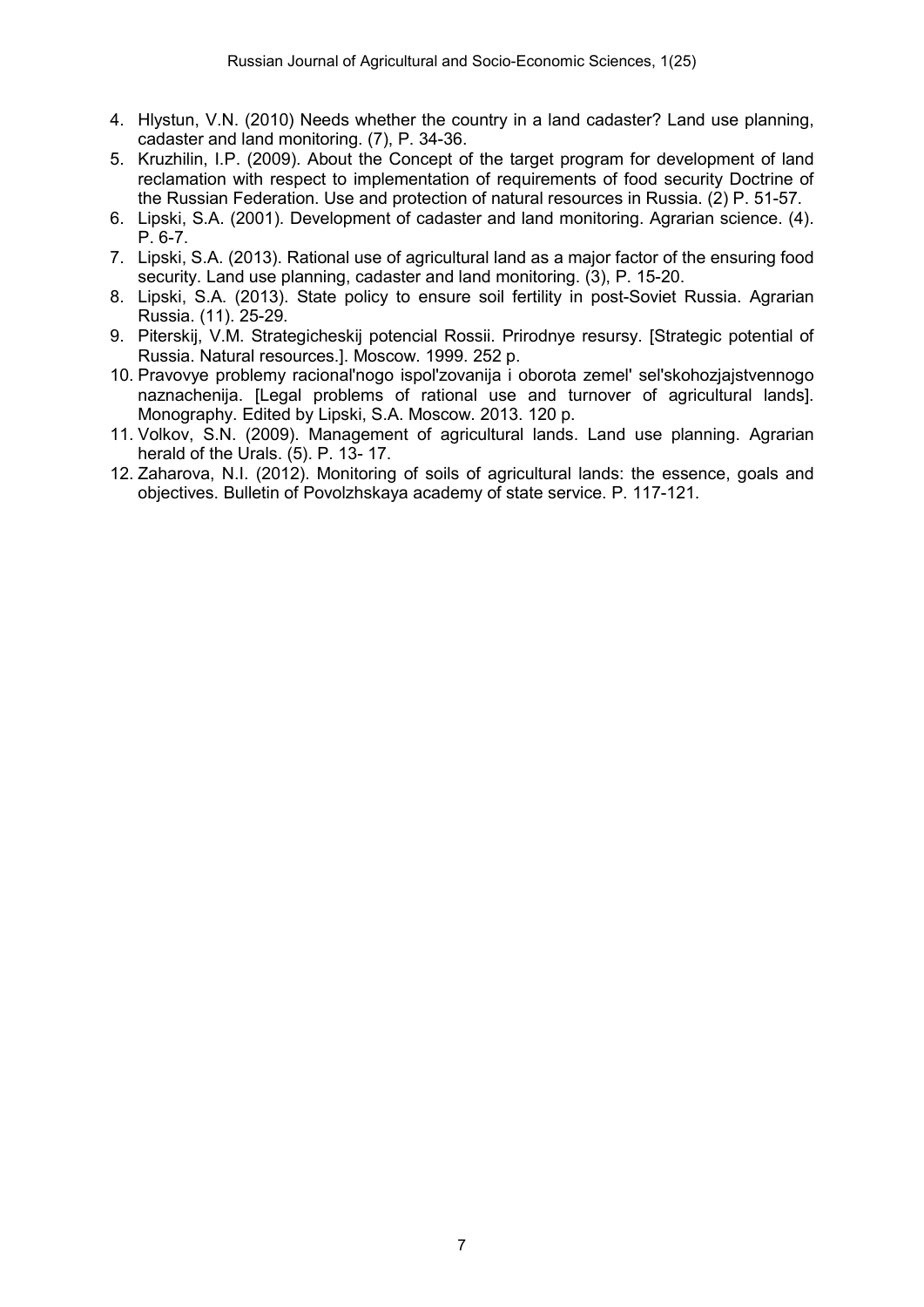4. Hlystun, V.N. (2010) Needs whether the country in a land cadaster? Land use planning, cadaster and land monitoring. (7), P. 34-36.
5. Kruzhilin, I.P. (2009). About the Concept of the target program for development of land reclamation with respect to implementation of requirements of food security Doctrine of the Russian Federation. Use and protection of natural resources in Russia. (2) P. 51-57.
6. Lipski, S.A. (2001). Development of cadaster and land monitoring. Agrarian science. (4). P. 6-7.
7. Lipski, S.A. (2013). Rational use of agricultural land as a major factor of the ensuring food security. Land use planning, cadaster and land monitoring. (3), P. 15-20.
8. Lipski, S.A. (2013). State policy to ensure soil fertility in post-Soviet Russia. Agrarian Russia. (11). 25-29.
9. Piterskij, V.M. Strategicheskij potencial Rossii. Prirodnye resursy. [Strategic potential of Russia. Natural resources.]. Moscow. 1999. 252 p.
10. Pravovye problemy racional'nogo ispol'zovanija i oborota zemel' sel'skohozjajstvennogo naznachenija. [Legal problems of rational use and turnover of agricultural lands]. Monography. Edited by Lipski, S.A. Moscow. 2013. 120 p.
11. Volkov, S.N. (2009). Management of agricultural lands. Land use planning. Agrarian herald of the Urals. (5). P. 13- 17.
12. Zaharova, N.I. (2012). Monitoring of soils of agricultural lands: the essence, goals and objectives. Bulletin of Povolzhskaya academy of state service. P. 117-121.